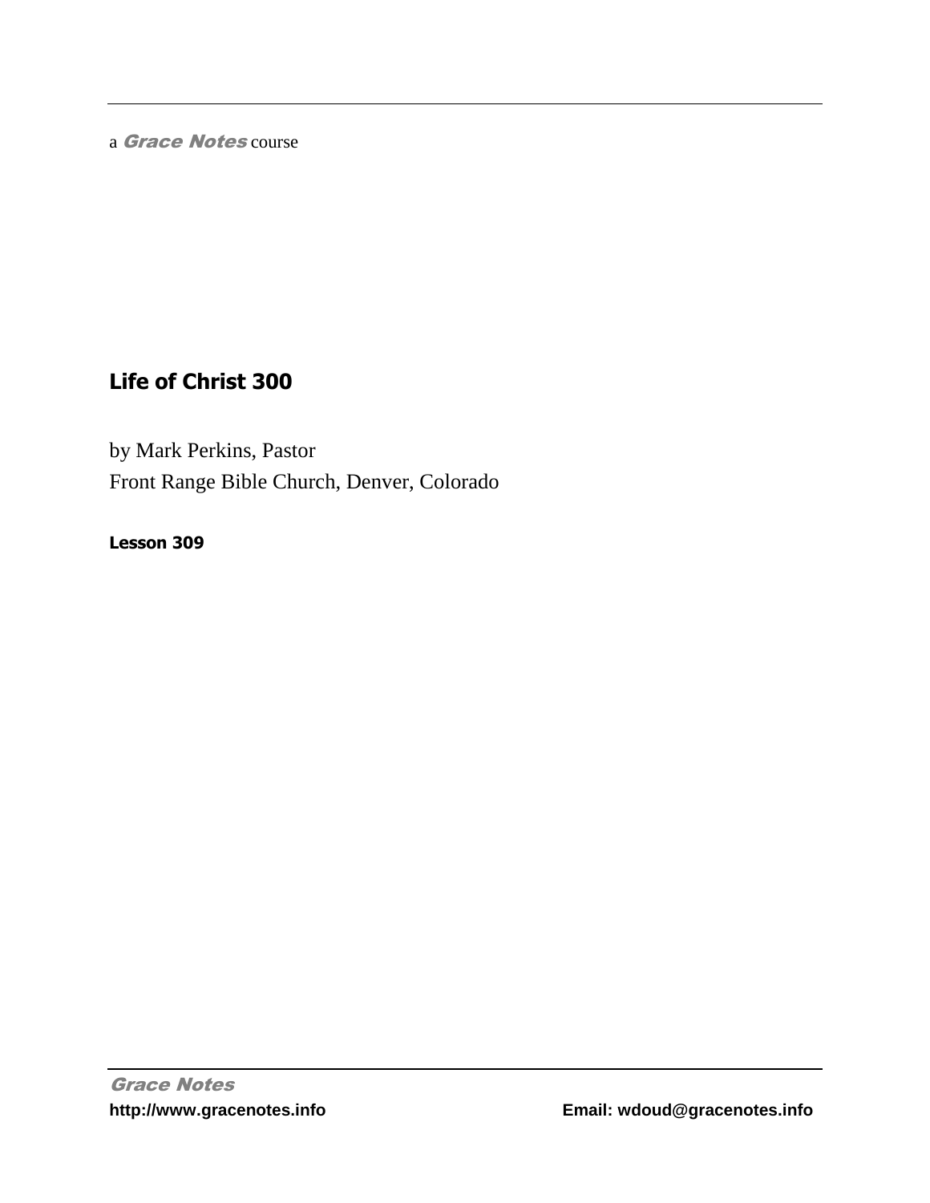a *Grace Notes* course

# Life of Christ 300

by Mark Perkins, Pastor

Front Range Bible Church, Denver, Colorado

**Lesson 309**

***Grace Notes***

**http://www.gracenotes.info** **Email: wdoud@gracenotes.info**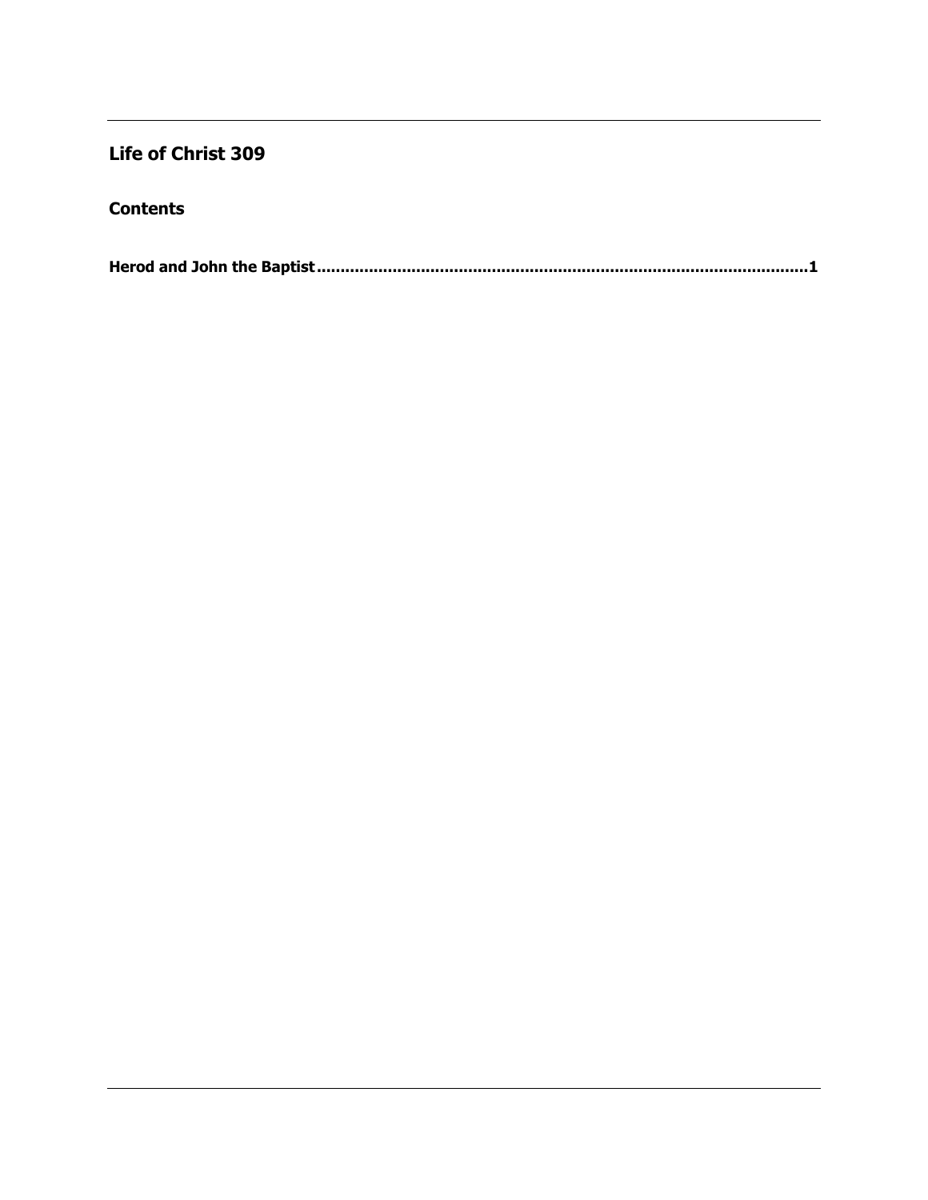## Life of Christ 309

### Contents

**Herod and John the Baptist ........................................................................................................ 1**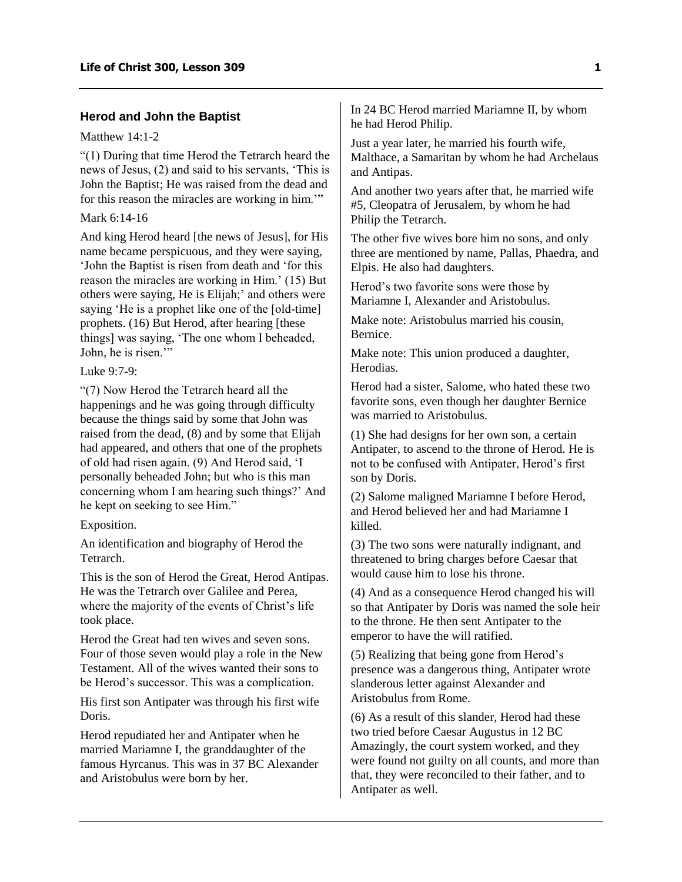### Herod and John the Baptist

Matthew 14:1-2

"(1) During that time Herod the Tetrarch heard the news of Jesus, (2) and said to his servants, 'This is John the Baptist; He was raised from the dead and for this reason the miracles are working in him.'"

Mark 6:14-16

And king Herod heard [the news of Jesus], for His name became perspicuous, and they were saying, 'John the Baptist is risen from death and 'for this reason the miracles are working in Him.' (15) But others were saying, He is Elijah;' and others were saying 'He is a prophet like one of the [old-time] prophets. (16) But Herod, after hearing [these things] was saying, 'The one whom I beheaded, John, he is risen.'"

Luke 9:7-9:

"(7) Now Herod the Tetrarch heard all the happenings and he was going through difficulty because the things said by some that John was raised from the dead, (8) and by some that Elijah had appeared, and others that one of the prophets of old had risen again. (9) And Herod said, 'I personally beheaded John; but who is this man concerning whom I am hearing such things?' And he kept on seeking to see Him."

Exposition.

An identification and biography of Herod the Tetrarch.

This is the son of Herod the Great, Herod Antipas. He was the Tetrarch over Galilee and Perea, where the majority of the events of Christ's life took place.

Herod the Great had ten wives and seven sons. Four of those seven would play a role in the New Testament. All of the wives wanted their sons to be Herod's successor. This was a complication.

His first son Antipater was through his first wife Doris.

Herod repudiated her and Antipater when he married Mariamne I, the granddaughter of the famous Hyrcanus. This was in 37 BC Alexander and Aristobulus were born by her.

In 24 BC Herod married Mariamne II, by whom he had Herod Philip.

Just a year later, he married his fourth wife, Malthace, a Samaritan by whom he had Archelaus and Antipas.

And another two years after that, he married wife #5, Cleopatra of Jerusalem, by whom he had Philip the Tetrarch.

The other five wives bore him no sons, and only three are mentioned by name, Pallas, Phaedra, and Elpis. He also had daughters.

Herod's two favorite sons were those by Mariamne I, Alexander and Aristobulus.

Make note: Aristobulus married his cousin, Bernice.

Make note: This union produced a daughter, Herodias.

Herod had a sister, Salome, who hated these two favorite sons, even though her daughter Bernice was married to Aristobulus.

(1) She had designs for her own son, a certain Antipater, to ascend to the throne of Herod. He is not to be confused with Antipater, Herod's first son by Doris.

(2) Salome maligned Mariamne I before Herod, and Herod believed her and had Mariamne I killed.

(3) The two sons were naturally indignant, and threatened to bring charges before Caesar that would cause him to lose his throne.

(4) And as a consequence Herod changed his will so that Antipater by Doris was named the sole heir to the throne. He then sent Antipater to the emperor to have the will ratified.

(5) Realizing that being gone from Herod's presence was a dangerous thing, Antipater wrote slanderous letter against Alexander and Aristobulus from Rome.

(6) As a result of this slander, Herod had these two tried before Caesar Augustus in 12 BC Amazingly, the court system worked, and they were found not guilty on all counts, and more than that, they were reconciled to their father, and to Antipater as well.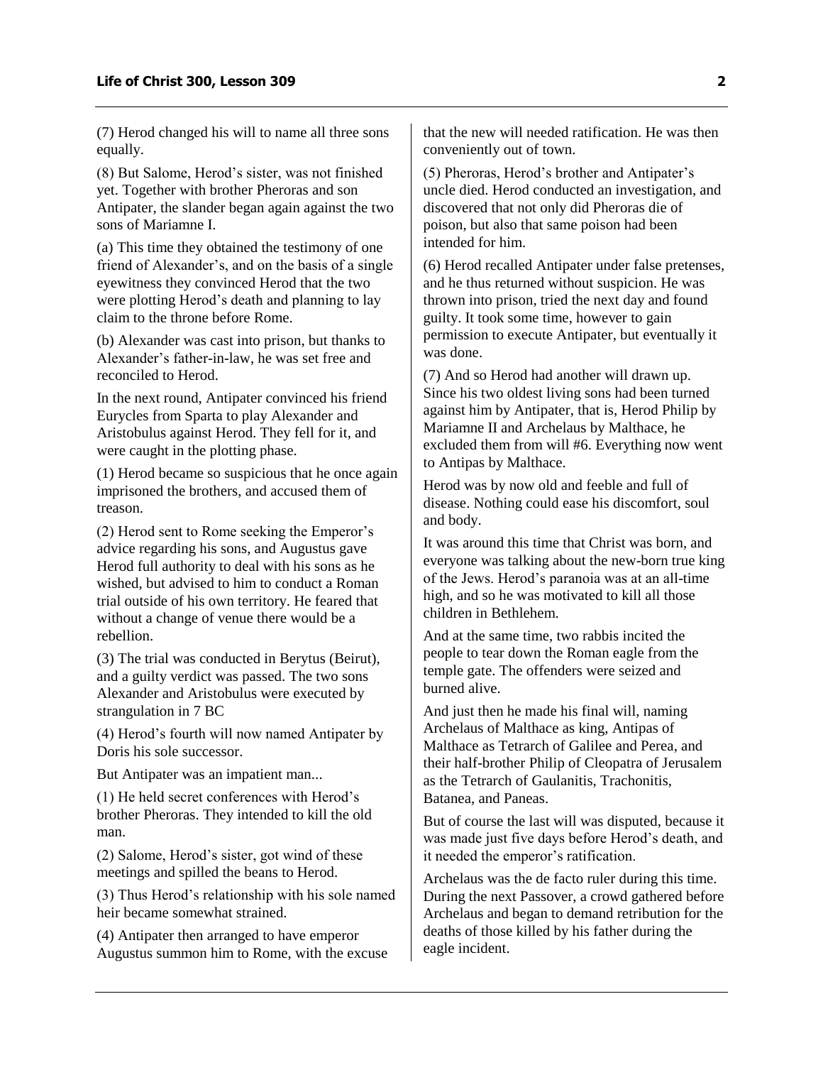(7) Herod changed his will to name all three sons equally.

(8) But Salome, Herod's sister, was not finished yet. Together with brother Pheroras and son Antipater, the slander began again against the two sons of Mariamne I.

(a) This time they obtained the testimony of one friend of Alexander's, and on the basis of a single eyewitness they convinced Herod that the two were plotting Herod's death and planning to lay claim to the throne before Rome.

(b) Alexander was cast into prison, but thanks to Alexander's father-in-law, he was set free and reconciled to Herod.

In the next round, Antipater convinced his friend Eurycles from Sparta to play Alexander and Aristobulus against Herod. They fell for it, and were caught in the plotting phase.

(1) Herod became so suspicious that he once again imprisoned the brothers, and accused them of treason.

(2) Herod sent to Rome seeking the Emperor's advice regarding his sons, and Augustus gave Herod full authority to deal with his sons as he wished, but advised to him to conduct a Roman trial outside of his own territory. He feared that without a change of venue there would be a rebellion.

(3) The trial was conducted in Berytus (Beirut), and a guilty verdict was passed. The two sons Alexander and Aristobulus were executed by strangulation in 7 BC

(4) Herod's fourth will now named Antipater by Doris his sole successor.

But Antipater was an impatient man...

(1) He held secret conferences with Herod's brother Pheroras. They intended to kill the old man.

(2) Salome, Herod's sister, got wind of these meetings and spilled the beans to Herod.

(3) Thus Herod's relationship with his sole named heir became somewhat strained.

(4) Antipater then arranged to have emperor Augustus summon him to Rome, with the excuse that the new will needed ratification. He was then conveniently out of town.

(5) Pheroras, Herod's brother and Antipater's uncle died. Herod conducted an investigation, and discovered that not only did Pheroras die of poison, but also that same poison had been intended for him.

(6) Herod recalled Antipater under false pretenses, and he thus returned without suspicion. He was thrown into prison, tried the next day and found guilty. It took some time, however to gain permission to execute Antipater, but eventually it was done.

(7) And so Herod had another will drawn up. Since his two oldest living sons had been turned against him by Antipater, that is, Herod Philip by Mariamne II and Archelaus by Malthace, he excluded them from will #6. Everything now went to Antipas by Malthace.

Herod was by now old and feeble and full of disease. Nothing could ease his discomfort, soul and body.

It was around this time that Christ was born, and everyone was talking about the new-born true king of the Jews. Herod's paranoia was at an all-time high, and so he was motivated to kill all those children in Bethlehem.

And at the same time, two rabbis incited the people to tear down the Roman eagle from the temple gate. The offenders were seized and burned alive.

And just then he made his final will, naming Archelaus of Malthace as king, Antipas of Malthace as Tetrarch of Galilee and Perea, and their half-brother Philip of Cleopatra of Jerusalem as the Tetrarch of Gaulanitis, Trachonitis, Batanea, and Paneas.

But of course the last will was disputed, because it was made just five days before Herod's death, and it needed the emperor's ratification.

Archelaus was the de facto ruler during this time. During the next Passover, a crowd gathered before Archelaus and began to demand retribution for the deaths of those killed by his father during the eagle incident.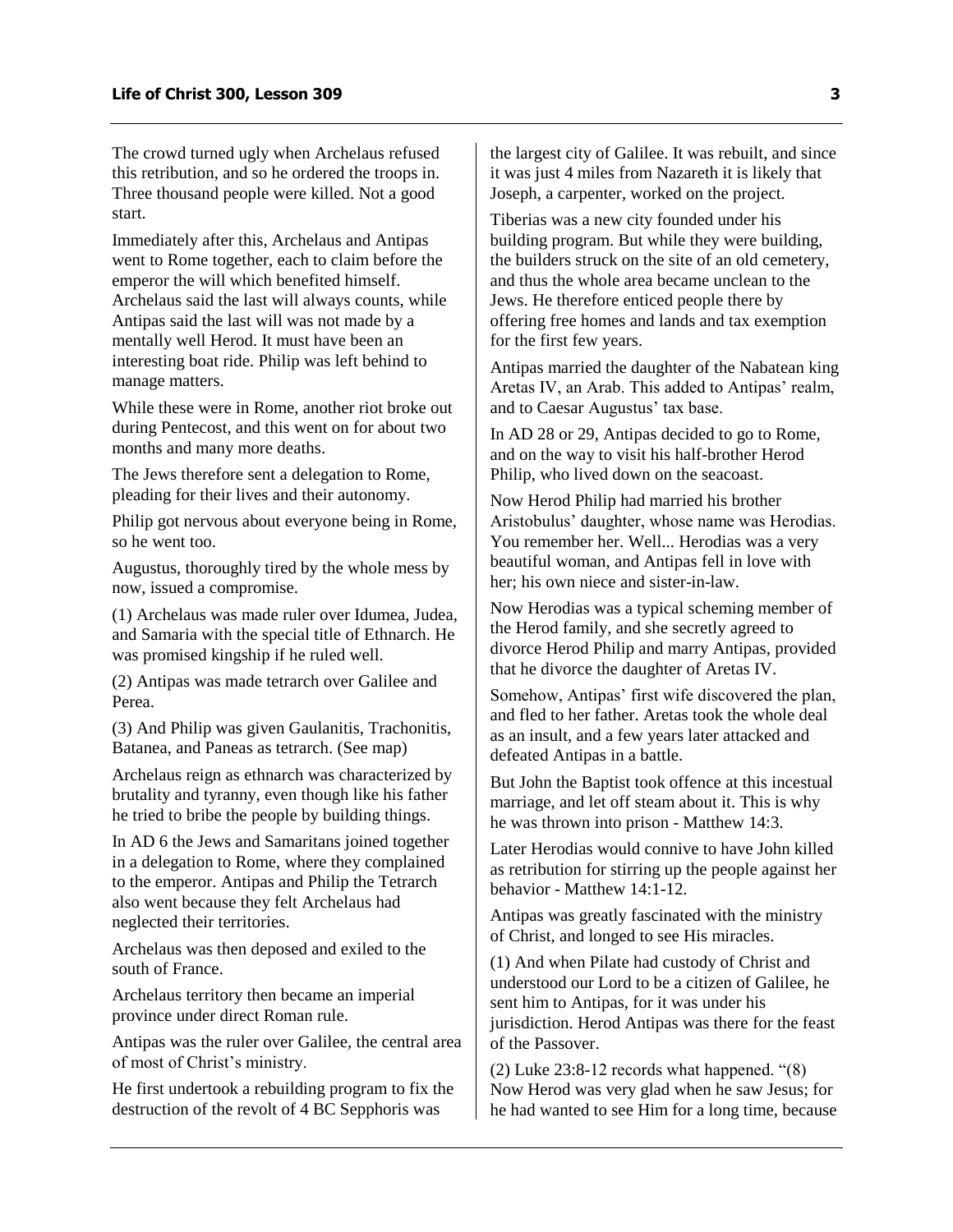The crowd turned ugly when Archelaus refused this retribution, and so he ordered the troops in. Three thousand people were killed. Not a good start.

Immediately after this, Archelaus and Antipas went to Rome together, each to claim before the emperor the will which benefited himself. Archelaus said the last will always counts, while Antipas said the last will was not made by a mentally well Herod. It must have been an interesting boat ride. Philip was left behind to manage matters.

While these were in Rome, another riot broke out during Pentecost, and this went on for about two months and many more deaths.

The Jews therefore sent a delegation to Rome, pleading for their lives and their autonomy.

Philip got nervous about everyone being in Rome, so he went too.

Augustus, thoroughly tired by the whole mess by now, issued a compromise.

(1) Archelaus was made ruler over Idumea, Judea, and Samaria with the special title of Ethnarch. He was promised kingship if he ruled well.

(2) Antipas was made tetrarch over Galilee and Perea.

(3) And Philip was given Gaulanitis, Trachonitis, Batanea, and Paneas as tetrarch. (See map)

Archelaus reign as ethnarch was characterized by brutality and tyranny, even though like his father he tried to bribe the people by building things.

In AD 6 the Jews and Samaritans joined together in a delegation to Rome, where they complained to the emperor. Antipas and Philip the Tetrarch also went because they felt Archelaus had neglected their territories.

Archelaus was then deposed and exiled to the south of France.

Archelaus territory then became an imperial province under direct Roman rule.

Antipas was the ruler over Galilee, the central area of most of Christ's ministry.

He first undertook a rebuilding program to fix the destruction of the revolt of 4 BC Sepphoris was the largest city of Galilee. It was rebuilt, and since it was just 4 miles from Nazareth it is likely that Joseph, a carpenter, worked on the project.

Tiberias was a new city founded under his building program. But while they were building, the builders struck on the site of an old cemetery, and thus the whole area became unclean to the Jews. He therefore enticed people there by offering free homes and lands and tax exemption for the first few years.

Antipas married the daughter of the Nabatean king Aretas IV, an Arab. This added to Antipas' realm, and to Caesar Augustus' tax base.

In AD 28 or 29, Antipas decided to go to Rome, and on the way to visit his half-brother Herod Philip, who lived down on the seacoast.

Now Herod Philip had married his brother Aristobulus' daughter, whose name was Herodias. You remember her. Well... Herodias was a very beautiful woman, and Antipas fell in love with her; his own niece and sister-in-law.

Now Herodias was a typical scheming member of the Herod family, and she secretly agreed to divorce Herod Philip and marry Antipas, provided that he divorce the daughter of Aretas IV.

Somehow, Antipas' first wife discovered the plan, and fled to her father. Aretas took the whole deal as an insult, and a few years later attacked and defeated Antipas in a battle.

But John the Baptist took offence at this incestual marriage, and let off steam about it. This is why he was thrown into prison - Matthew 14:3.

Later Herodias would connive to have John killed as retribution for stirring up the people against her behavior - Matthew 14:1-12.

Antipas was greatly fascinated with the ministry of Christ, and longed to see His miracles.

(1) And when Pilate had custody of Christ and understood our Lord to be a citizen of Galilee, he sent him to Antipas, for it was under his jurisdiction. Herod Antipas was there for the feast of the Passover.

(2) Luke 23:8-12 records what happened. "(8) Now Herod was very glad when he saw Jesus; for he had wanted to see Him for a long time, because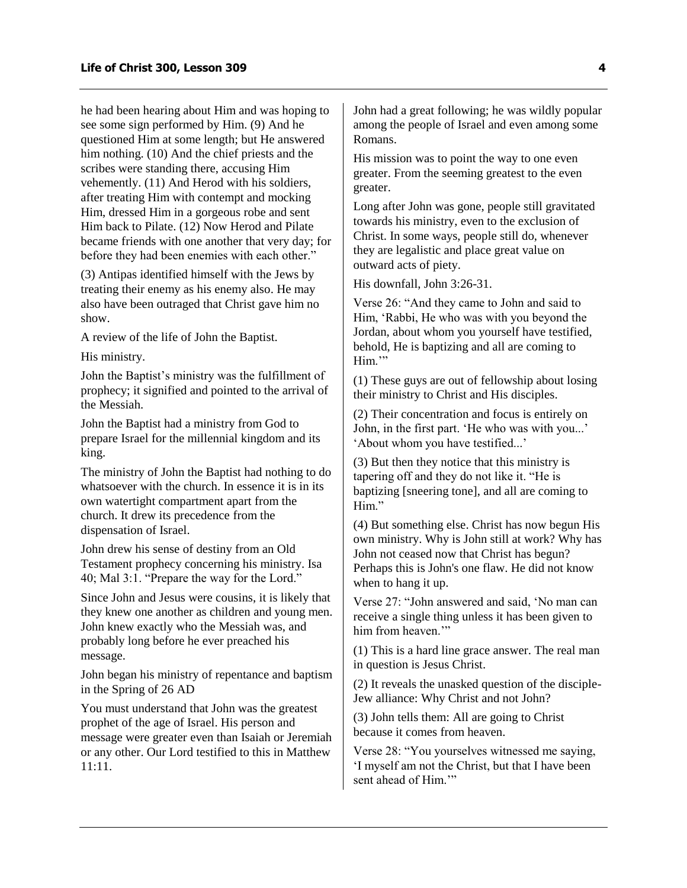he had been hearing about Him and was hoping to see some sign performed by Him. (9) And he questioned Him at some length; but He answered him nothing. (10) And the chief priests and the scribes were standing there, accusing Him vehemently. (11) And Herod with his soldiers, after treating Him with contempt and mocking Him, dressed Him in a gorgeous robe and sent Him back to Pilate. (12) Now Herod and Pilate became friends with one another that very day; for before they had been enemies with each other."

(3) Antipas identified himself with the Jews by treating their enemy as his enemy also. He may also have been outraged that Christ gave him no show.

A review of the life of John the Baptist.

His ministry.

John the Baptist's ministry was the fulfillment of prophecy; it signified and pointed to the arrival of the Messiah.

John the Baptist had a ministry from God to prepare Israel for the millennial kingdom and its king.

The ministry of John the Baptist had nothing to do whatsoever with the church. In essence it is in its own watertight compartment apart from the church. It drew its precedence from the dispensation of Israel.

John drew his sense of destiny from an Old Testament prophecy concerning his ministry. Isa 40; Mal 3:1. "Prepare the way for the Lord."

Since John and Jesus were cousins, it is likely that they knew one another as children and young men. John knew exactly who the Messiah was, and probably long before he ever preached his message.

John began his ministry of repentance and baptism in the Spring of 26 AD

You must understand that John was the greatest prophet of the age of Israel. His person and message were greater even than Isaiah or Jeremiah or any other. Our Lord testified to this in Matthew 11:11.

John had a great following; he was wildly popular among the people of Israel and even among some Romans.

His mission was to point the way to one even greater. From the seeming greatest to the even greater.

Long after John was gone, people still gravitated towards his ministry, even to the exclusion of Christ. In some ways, people still do, whenever they are legalistic and place great value on outward acts of piety.

His downfall, John 3:26-31.

Verse 26: "And they came to John and said to Him, 'Rabbi, He who was with you beyond the Jordan, about whom you yourself have testified, behold, He is baptizing and all are coming to Him.'"

(1) These guys are out of fellowship about losing their ministry to Christ and His disciples.

(2) Their concentration and focus is entirely on John, in the first part. 'He who was with you...' 'About whom you have testified...'

(3) But then they notice that this ministry is tapering off and they do not like it. "He is baptizing [sneering tone], and all are coming to Him."

(4) But something else. Christ has now begun His own ministry. Why is John still at work? Why has John not ceased now that Christ has begun? Perhaps this is John's one flaw. He did not know when to hang it up.

Verse 27: "John answered and said, 'No man can receive a single thing unless it has been given to him from heaven.'"

(1) This is a hard line grace answer. The real man in question is Jesus Christ.

(2) It reveals the unasked question of the disciple-Jew alliance: Why Christ and not John?

(3) John tells them: All are going to Christ because it comes from heaven.

Verse 28: "You yourselves witnessed me saying, 'I myself am not the Christ, but that I have been sent ahead of Him.'"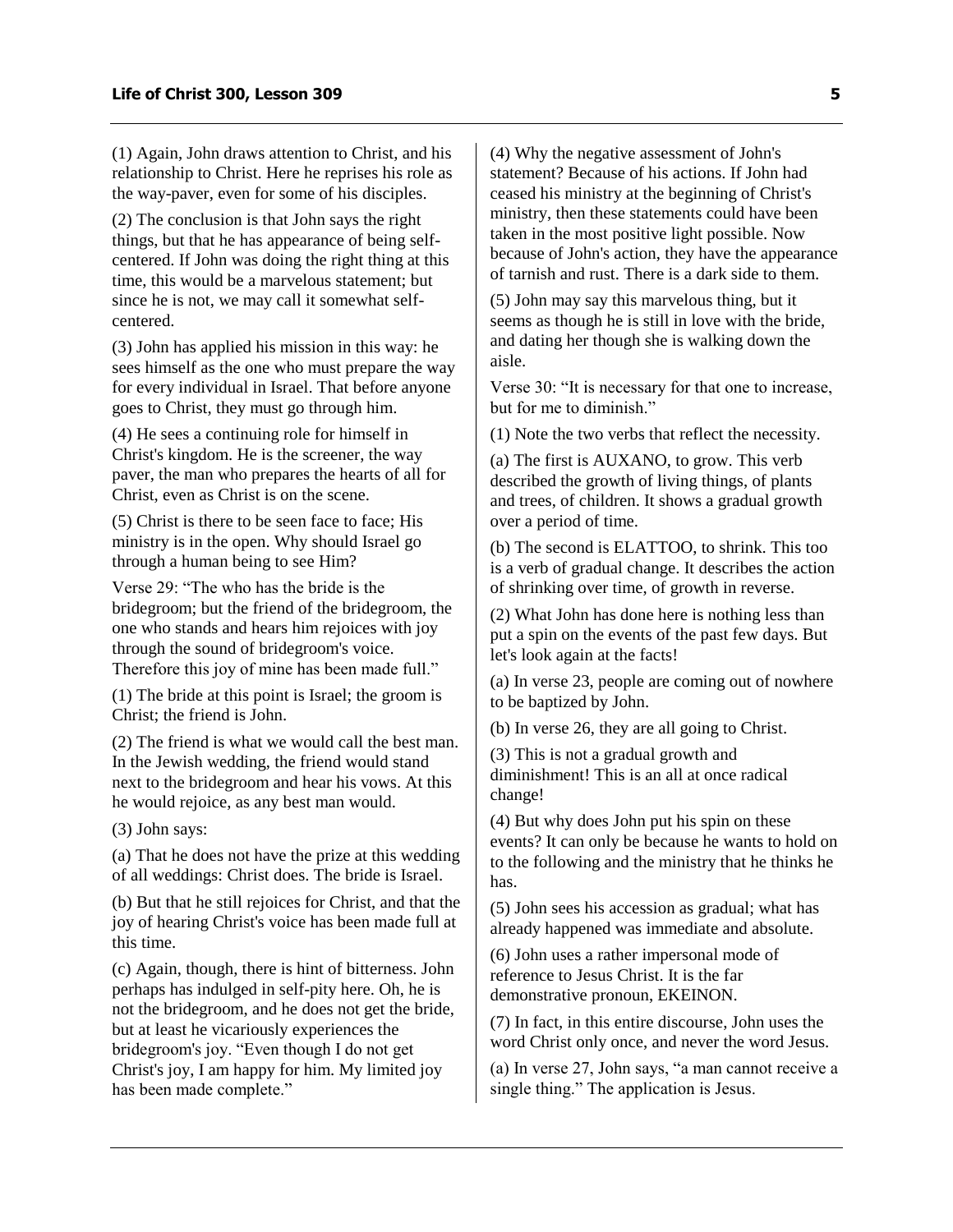(1) Again, John draws attention to Christ, and his relationship to Christ. Here he reprises his role as the way-paver, even for some of his disciples.

(2) The conclusion is that John says the right things, but that he has appearance of being self-centered. If John was doing the right thing at this time, this would be a marvelous statement; but since he is not, we may call it somewhat self-centered.

(3) John has applied his mission in this way: he sees himself as the one who must prepare the way for every individual in Israel. That before anyone goes to Christ, they must go through him.

(4) He sees a continuing role for himself in Christ's kingdom. He is the screener, the way paver, the man who prepares the hearts of all for Christ, even as Christ is on the scene.

(5) Christ is there to be seen face to face; His ministry is in the open. Why should Israel go through a human being to see Him?

Verse 29: "The who has the bride is the bridegroom; but the friend of the bridegroom, the one who stands and hears him rejoices with joy through the sound of bridegroom's voice. Therefore this joy of mine has been made full."

(1) The bride at this point is Israel; the groom is Christ; the friend is John.

(2) The friend is what we would call the best man. In the Jewish wedding, the friend would stand next to the bridegroom and hear his vows. At this he would rejoice, as any best man would.

(3) John says:

(a) That he does not have the prize at this wedding of all weddings: Christ does. The bride is Israel.

(b) But that he still rejoices for Christ, and that the joy of hearing Christ's voice has been made full at this time.

(c) Again, though, there is hint of bitterness. John perhaps has indulged in self-pity here. Oh, he is not the bridegroom, and he does not get the bride, but at least he vicariously experiences the bridegroom's joy. "Even though I do not get Christ's joy, I am happy for him. My limited joy has been made complete."

(4) Why the negative assessment of John's statement? Because of his actions. If John had ceased his ministry at the beginning of Christ's ministry, then these statements could have been taken in the most positive light possible. Now because of John's action, they have the appearance of tarnish and rust. There is a dark side to them.

(5) John may say this marvelous thing, but it seems as though he is still in love with the bride, and dating her though she is walking down the aisle.

Verse 30: "It is necessary for that one to increase, but for me to diminish."

(1) Note the two verbs that reflect the necessity.

(a) The first is AUXANO, to grow. This verb described the growth of living things, of plants and trees, of children. It shows a gradual growth over a period of time.

(b) The second is ELATTOO, to shrink. This too is a verb of gradual change. It describes the action of shrinking over time, of growth in reverse.

(2) What John has done here is nothing less than put a spin on the events of the past few days. But let's look again at the facts!

(a) In verse 23, people are coming out of nowhere to be baptized by John.

(b) In verse 26, they are all going to Christ.

(3) This is not a gradual growth and diminishment! This is an all at once radical change!

(4) But why does John put his spin on these events? It can only be because he wants to hold on to the following and the ministry that he thinks he has.

(5) John sees his accession as gradual; what has already happened was immediate and absolute.

(6) John uses a rather impersonal mode of reference to Jesus Christ. It is the far demonstrative pronoun, EKEINON.

(7) In fact, in this entire discourse, John uses the word Christ only once, and never the word Jesus.

(a) In verse 27, John says, "a man cannot receive a single thing." The application is Jesus.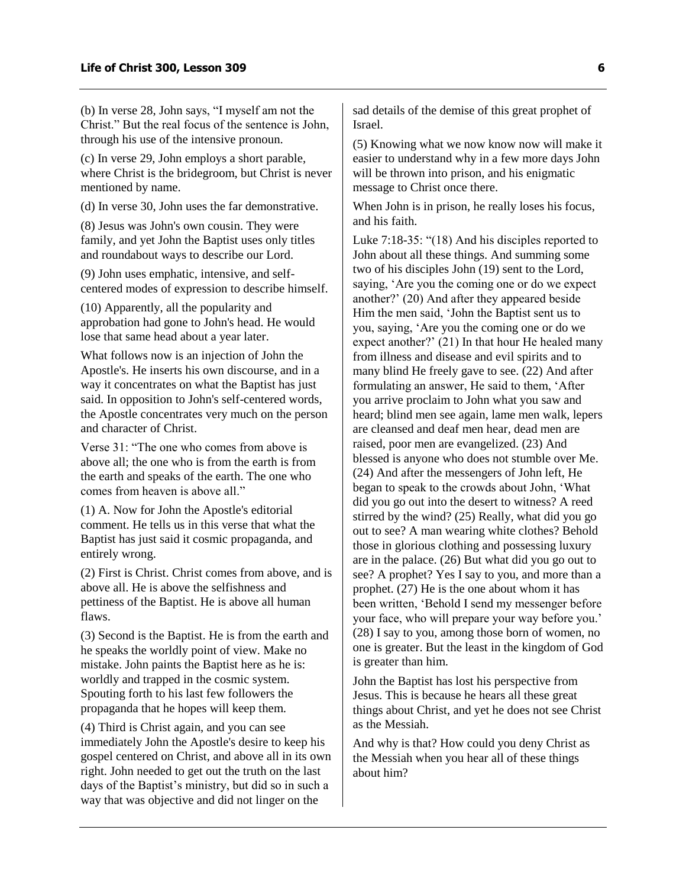(b) In verse 28, John says, "I myself am not the Christ." But the real focus of the sentence is John, through his use of the intensive pronoun.

(c) In verse 29, John employs a short parable, where Christ is the bridegroom, but Christ is never mentioned by name.

(d) In verse 30, John uses the far demonstrative.

(8) Jesus was John's own cousin. They were family, and yet John the Baptist uses only titles and roundabout ways to describe our Lord.

(9) John uses emphatic, intensive, and self-centered modes of expression to describe himself.

(10) Apparently, all the popularity and approbation had gone to John's head. He would lose that same head about a year later.

What follows now is an injection of John the Apostle's. He inserts his own discourse, and in a way it concentrates on what the Baptist has just said. In opposition to John's self-centered words, the Apostle concentrates very much on the person and character of Christ.

Verse 31: "The one who comes from above is above all; the one who is from the earth is from the earth and speaks of the earth. The one who comes from heaven is above all."

(1) A. Now for John the Apostle's editorial comment. He tells us in this verse that what the Baptist has just said it cosmic propaganda, and entirely wrong.

(2) First is Christ. Christ comes from above, and is above all. He is above the selfishness and pettiness of the Baptist. He is above all human flaws.

(3) Second is the Baptist. He is from the earth and he speaks the worldly point of view. Make no mistake. John paints the Baptist here as he is: worldly and trapped in the cosmic system. Spouting forth to his last few followers the propaganda that he hopes will keep them.

(4) Third is Christ again, and you can see immediately John the Apostle's desire to keep his gospel centered on Christ, and above all in its own right. John needed to get out the truth on the last days of the Baptist's ministry, but did so in such a way that was objective and did not linger on the sad details of the demise of this great prophet of Israel.

(5) Knowing what we now know now will make it easier to understand why in a few more days John will be thrown into prison, and his enigmatic message to Christ once there.

When John is in prison, he really loses his focus, and his faith.

Luke 7:18-35: "(18) And his disciples reported to John about all these things. And summing some two of his disciples John (19) sent to the Lord, saying, 'Are you the coming one or do we expect another?' (20) And after they appeared beside Him the men said, 'John the Baptist sent us to you, saying, 'Are you the coming one or do we expect another?' (21) In that hour He healed many from illness and disease and evil spirits and to many blind He freely gave to see. (22) And after formulating an answer, He said to them, 'After you arrive proclaim to John what you saw and heard; blind men see again, lame men walk, lepers are cleansed and deaf men hear, dead men are raised, poor men are evangelized. (23) And blessed is anyone who does not stumble over Me. (24) And after the messengers of John left, He began to speak to the crowds about John, 'What did you go out into the desert to witness? A reed stirred by the wind? (25) Really, what did you go out to see? A man wearing white clothes? Behold those in glorious clothing and possessing luxury are in the palace. (26) But what did you go out to see? A prophet? Yes I say to you, and more than a prophet. (27) He is the one about whom it has been written, 'Behold I send my messenger before your face, who will prepare your way before you.' (28) I say to you, among those born of women, no one is greater. But the least in the kingdom of God is greater than him.

John the Baptist has lost his perspective from Jesus. This is because he hears all these great things about Christ, and yet he does not see Christ as the Messiah.

And why is that? How could you deny Christ as the Messiah when you hear all of these things about him?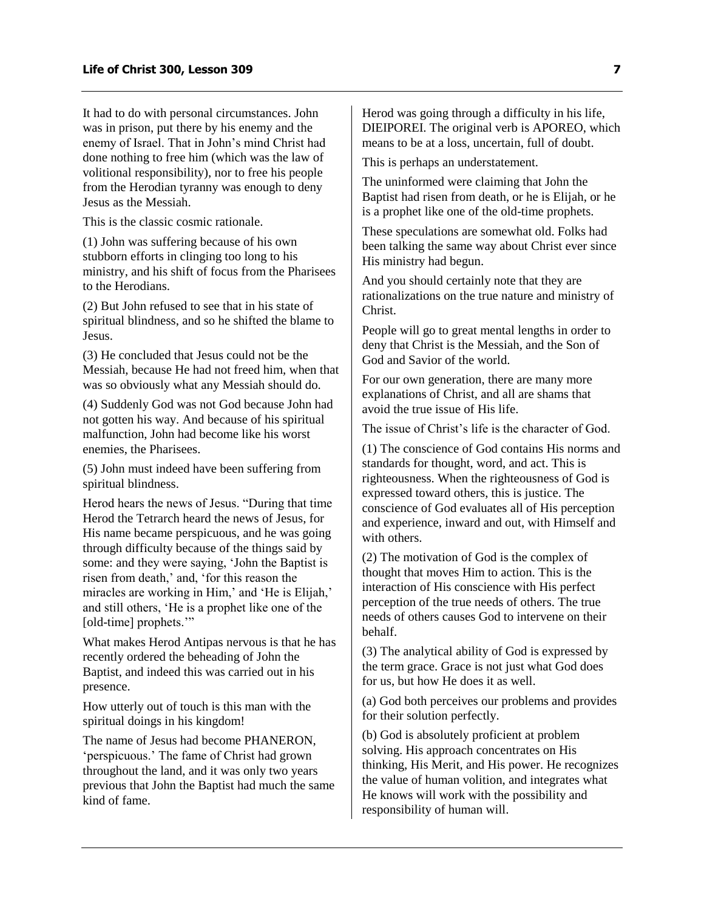It had to do with personal circumstances. John was in prison, put there by his enemy and the enemy of Israel. That in John's mind Christ had done nothing to free him (which was the law of volitional responsibility), nor to free his people from the Herodian tyranny was enough to deny Jesus as the Messiah.

This is the classic cosmic rationale.

(1) John was suffering because of his own stubborn efforts in clinging too long to his ministry, and his shift of focus from the Pharisees to the Herodians.

(2) But John refused to see that in his state of spiritual blindness, and so he shifted the blame to Jesus.

(3) He concluded that Jesus could not be the Messiah, because He had not freed him, when that was so obviously what any Messiah should do.

(4) Suddenly God was not God because John had not gotten his way. And because of his spiritual malfunction, John had become like his worst enemies, the Pharisees.

(5) John must indeed have been suffering from spiritual blindness.

Herod hears the news of Jesus. "During that time Herod the Tetrarch heard the news of Jesus, for His name became perspicuous, and he was going through difficulty because of the things said by some: and they were saying, 'John the Baptist is risen from death,' and, 'for this reason the miracles are working in Him,' and 'He is Elijah,' and still others, 'He is a prophet like one of the [old-time] prophets.'"

What makes Herod Antipas nervous is that he has recently ordered the beheading of John the Baptist, and indeed this was carried out in his presence.

How utterly out of touch is this man with the spiritual doings in his kingdom!

The name of Jesus had become PHANERON, 'perspicuous.' The fame of Christ had grown throughout the land, and it was only two years previous that John the Baptist had much the same kind of fame.

Herod was going through a difficulty in his life, DIEIPOREI. The original verb is APOREO, which means to be at a loss, uncertain, full of doubt.

This is perhaps an understatement.

The uninformed were claiming that John the Baptist had risen from death, or he is Elijah, or he is a prophet like one of the old-time prophets.

These speculations are somewhat old. Folks had been talking the same way about Christ ever since His ministry had begun.

And you should certainly note that they are rationalizations on the true nature and ministry of Christ.

People will go to great mental lengths in order to deny that Christ is the Messiah, and the Son of God and Savior of the world.

For our own generation, there are many more explanations of Christ, and all are shams that avoid the true issue of His life.

The issue of Christ's life is the character of God.

(1) The conscience of God contains His norms and standards for thought, word, and act. This is righteousness. When the righteousness of God is expressed toward others, this is justice. The conscience of God evaluates all of His perception and experience, inward and out, with Himself and with others.

(2) The motivation of God is the complex of thought that moves Him to action. This is the interaction of His conscience with His perfect perception of the true needs of others. The true needs of others causes God to intervene on their behalf.

(3) The analytical ability of God is expressed by the term grace. Grace is not just what God does for us, but how He does it as well.

(a) God both perceives our problems and provides for their solution perfectly.

(b) God is absolutely proficient at problem solving. His approach concentrates on His thinking, His Merit, and His power. He recognizes the value of human volition, and integrates what He knows will work with the possibility and responsibility of human will.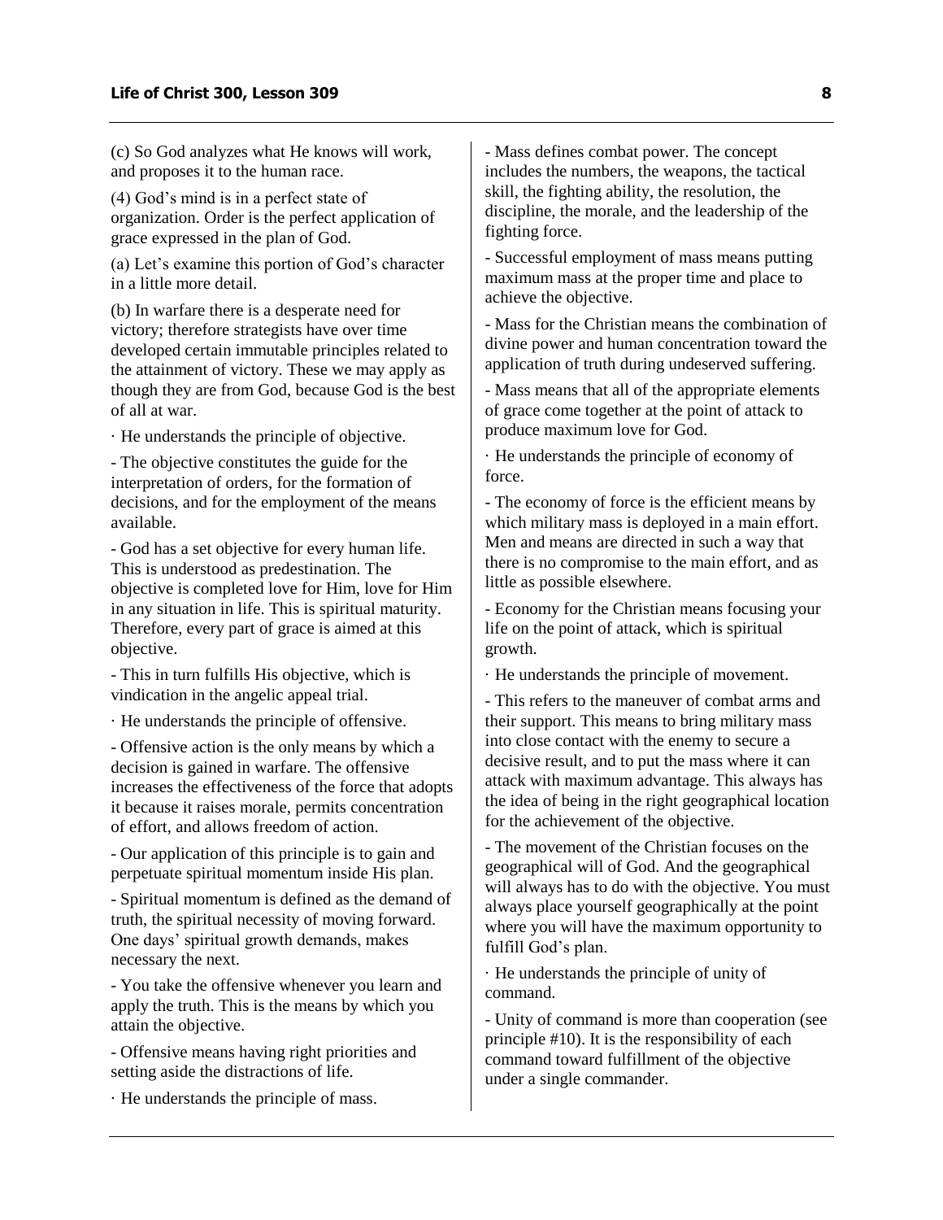(c) So God analyzes what He knows will work, and proposes it to the human race.

(4) God's mind is in a perfect state of organization. Order is the perfect application of grace expressed in the plan of God.

(a) Let's examine this portion of God's character in a little more detail.

(b) In warfare there is a desperate need for victory; therefore strategists have over time developed certain immutable principles related to the attainment of victory. These we may apply as though they are from God, because God is the best of all at war.

· He understands the principle of objective.

- The objective constitutes the guide for the interpretation of orders, for the formation of decisions, and for the employment of the means available.

- God has a set objective for every human life. This is understood as predestination. The objective is completed love for Him, love for Him in any situation in life. This is spiritual maturity. Therefore, every part of grace is aimed at this objective.

- This in turn fulfills His objective, which is vindication in the angelic appeal trial.

· He understands the principle of offensive.

- Offensive action is the only means by which a decision is gained in warfare. The offensive increases the effectiveness of the force that adopts it because it raises morale, permits concentration of effort, and allows freedom of action.

- Our application of this principle is to gain and perpetuate spiritual momentum inside His plan.

- Spiritual momentum is defined as the demand of truth, the spiritual necessity of moving forward. One days' spiritual growth demands, makes necessary the next.

- You take the offensive whenever you learn and apply the truth. This is the means by which you attain the objective.

- Offensive means having right priorities and setting aside the distractions of life.

· He understands the principle of mass.

- Mass defines combat power. The concept includes the numbers, the weapons, the tactical skill, the fighting ability, the resolution, the discipline, the morale, and the leadership of the fighting force.

- Successful employment of mass means putting maximum mass at the proper time and place to achieve the objective.

- Mass for the Christian means the combination of divine power and human concentration toward the application of truth during undeserved suffering.

- Mass means that all of the appropriate elements of grace come together at the point of attack to produce maximum love for God.

· He understands the principle of economy of force.

- The economy of force is the efficient means by which military mass is deployed in a main effort. Men and means are directed in such a way that there is no compromise to the main effort, and as little as possible elsewhere.

- Economy for the Christian means focusing your life on the point of attack, which is spiritual growth.

· He understands the principle of movement.

- This refers to the maneuver of combat arms and their support. This means to bring military mass into close contact with the enemy to secure a decisive result, and to put the mass where it can attack with maximum advantage. This always has the idea of being in the right geographical location for the achievement of the objective.

- The movement of the Christian focuses on the geographical will of God. And the geographical will always has to do with the objective. You must always place yourself geographically at the point where you will have the maximum opportunity to fulfill God's plan.

· He understands the principle of unity of command.

- Unity of command is more than cooperation (see principle #10). It is the responsibility of each command toward fulfillment of the objective under a single commander.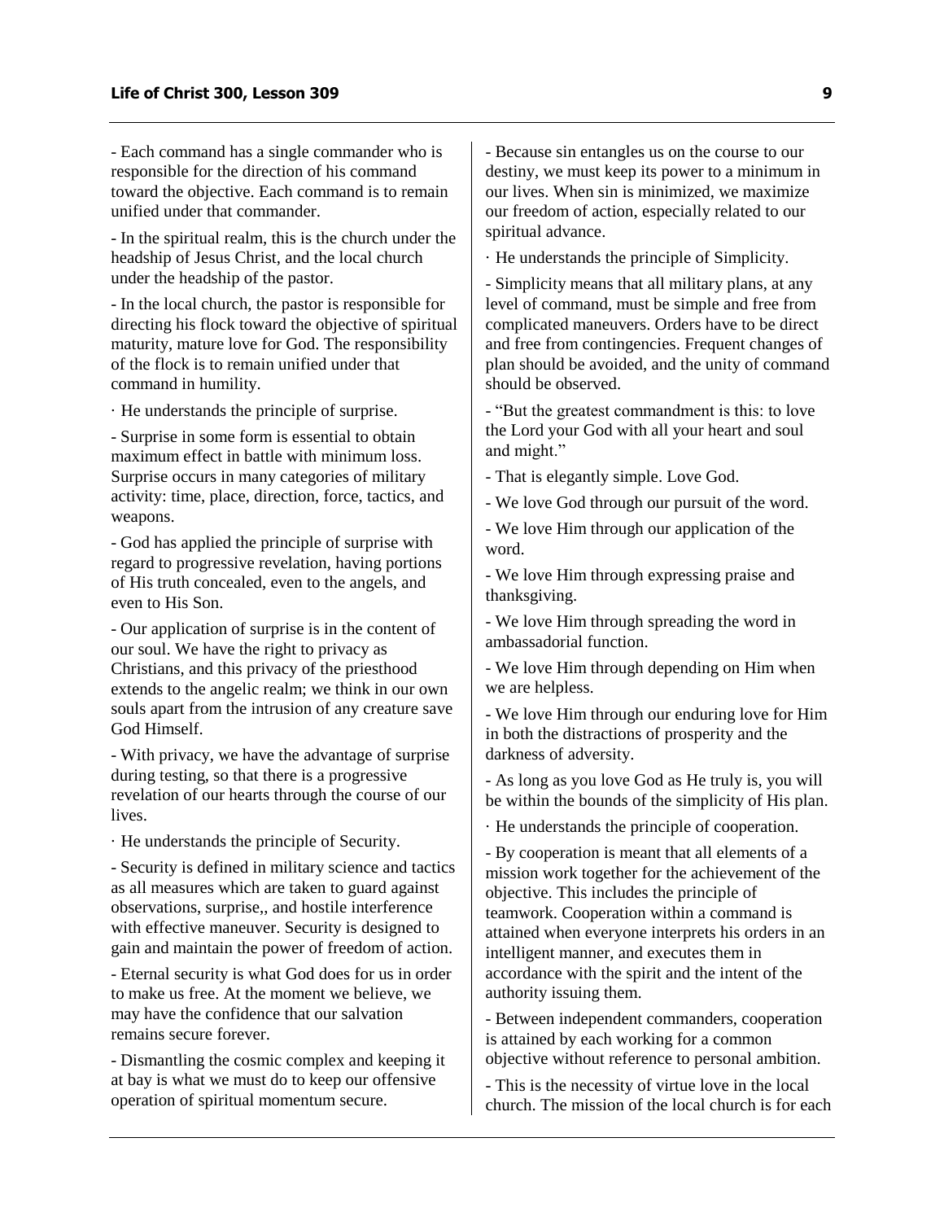- Each command has a single commander who is responsible for the direction of his command toward the objective. Each command is to remain unified under that commander.

- In the spiritual realm, this is the church under the headship of Jesus Christ, and the local church under the headship of the pastor.

- In the local church, the pastor is responsible for directing his flock toward the objective of spiritual maturity, mature love for God. The responsibility of the flock is to remain unified under that command in humility.

· He understands the principle of surprise.

- Surprise in some form is essential to obtain maximum effect in battle with minimum loss. Surprise occurs in many categories of military activity: time, place, direction, force, tactics, and weapons.

- God has applied the principle of surprise with regard to progressive revelation, having portions of His truth concealed, even to the angels, and even to His Son.

- Our application of surprise is in the content of our soul. We have the right to privacy as Christians, and this privacy of the priesthood extends to the angelic realm; we think in our own souls apart from the intrusion of any creature save God Himself.

- With privacy, we have the advantage of surprise during testing, so that there is a progressive revelation of our hearts through the course of our lives.

· He understands the principle of Security.

- Security is defined in military science and tactics as all measures which are taken to guard against observations, surprise,, and hostile interference with effective maneuver. Security is designed to gain and maintain the power of freedom of action.

- Eternal security is what God does for us in order to make us free. At the moment we believe, we may have the confidence that our salvation remains secure forever.

- Dismantling the cosmic complex and keeping it at bay is what we must do to keep our offensive operation of spiritual momentum secure.

- Because sin entangles us on the course to our destiny, we must keep its power to a minimum in our lives. When sin is minimized, we maximize our freedom of action, especially related to our spiritual advance.

· He understands the principle of Simplicity.

- Simplicity means that all military plans, at any level of command, must be simple and free from complicated maneuvers. Orders have to be direct and free from contingencies. Frequent changes of plan should be avoided, and the unity of command should be observed.

- "But the greatest commandment is this: to love the Lord your God with all your heart and soul and might."

- That is elegantly simple. Love God.

- We love God through our pursuit of the word.

- We love Him through our application of the word.

- We love Him through expressing praise and thanksgiving.

- We love Him through spreading the word in ambassadorial function.

- We love Him through depending on Him when we are helpless.

- We love Him through our enduring love for Him in both the distractions of prosperity and the darkness of adversity.

- As long as you love God as He truly is, you will be within the bounds of the simplicity of His plan.

· He understands the principle of cooperation.

- By cooperation is meant that all elements of a mission work together for the achievement of the objective. This includes the principle of teamwork. Cooperation within a command is attained when everyone interprets his orders in an intelligent manner, and executes them in accordance with the spirit and the intent of the authority issuing them.

- Between independent commanders, cooperation is attained by each working for a common objective without reference to personal ambition.

- This is the necessity of virtue love in the local church. The mission of the local church is for each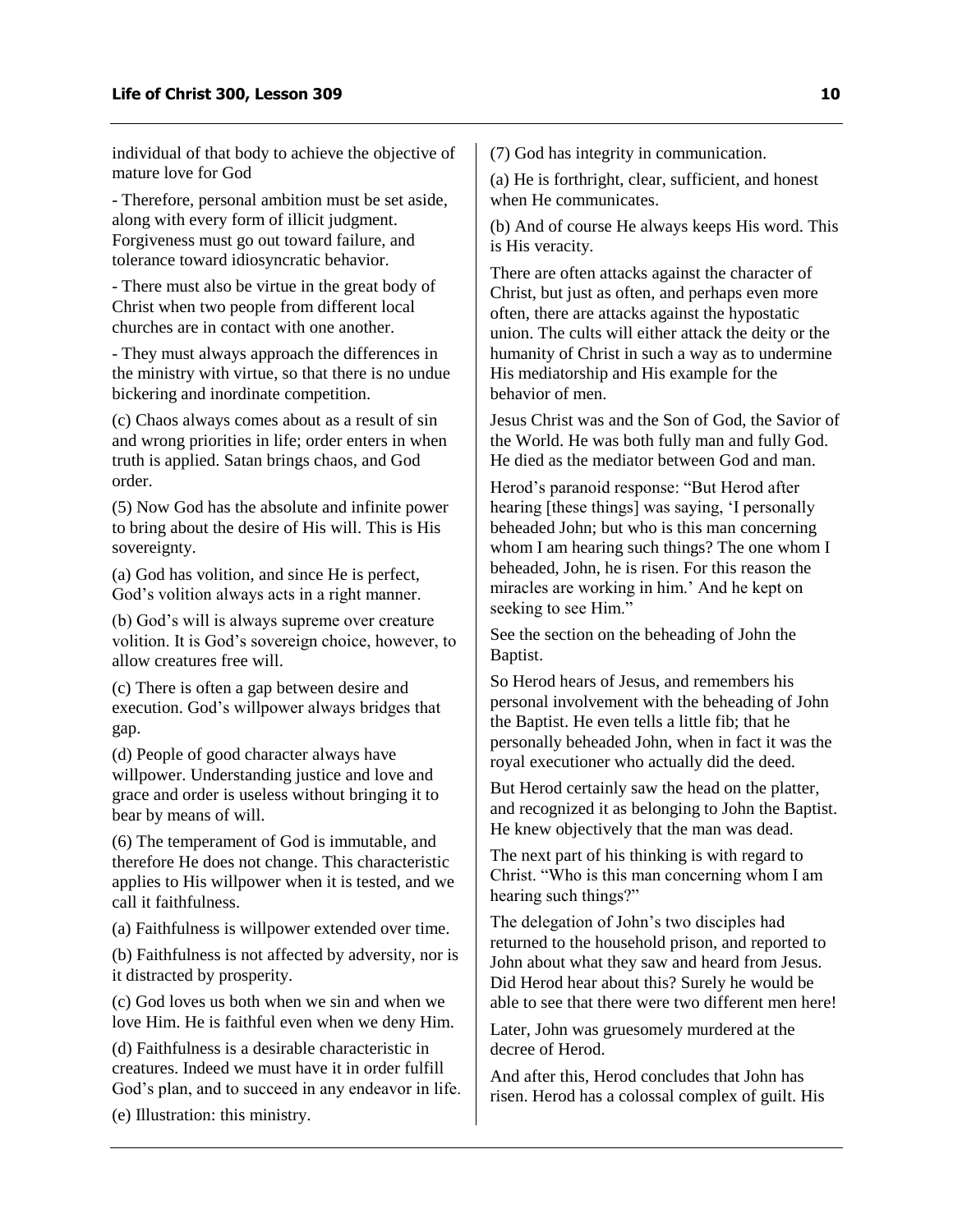individual of that body to achieve the objective of mature love for God

- Therefore, personal ambition must be set aside, along with every form of illicit judgment. Forgiveness must go out toward failure, and tolerance toward idiosyncratic behavior.

- There must also be virtue in the great body of Christ when two people from different local churches are in contact with one another.

- They must always approach the differences in the ministry with virtue, so that there is no undue bickering and inordinate competition.

(c) Chaos always comes about as a result of sin and wrong priorities in life; order enters in when truth is applied. Satan brings chaos, and God order.

(5) Now God has the absolute and infinite power to bring about the desire of His will. This is His sovereignty.

(a) God has volition, and since He is perfect, God's volition always acts in a right manner.

(b) God's will is always supreme over creature volition. It is God's sovereign choice, however, to allow creatures free will.

(c) There is often a gap between desire and execution. God's willpower always bridges that gap.

(d) People of good character always have willpower. Understanding justice and love and grace and order is useless without bringing it to bear by means of will.

(6) The temperament of God is immutable, and therefore He does not change. This characteristic applies to His willpower when it is tested, and we call it faithfulness.

(a) Faithfulness is willpower extended over time.

(b) Faithfulness is not affected by adversity, nor is it distracted by prosperity.

(c) God loves us both when we sin and when we love Him. He is faithful even when we deny Him.

(d) Faithfulness is a desirable characteristic in creatures. Indeed we must have it in order fulfill God's plan, and to succeed in any endeavor in life.

(e) Illustration: this ministry.

(7) God has integrity in communication.

(a) He is forthright, clear, sufficient, and honest when He communicates.

(b) And of course He always keeps His word. This is His veracity.

There are often attacks against the character of Christ, but just as often, and perhaps even more often, there are attacks against the hypostatic union. The cults will either attack the deity or the humanity of Christ in such a way as to undermine His mediatorship and His example for the behavior of men.

Jesus Christ was and the Son of God, the Savior of the World. He was both fully man and fully God. He died as the mediator between God and man.

Herod's paranoid response: "But Herod after hearing [these things] was saying, 'I personally beheaded John; but who is this man concerning whom I am hearing such things? The one whom I beheaded, John, he is risen. For this reason the miracles are working in him.' And he kept on seeking to see Him."

See the section on the beheading of John the Baptist.

So Herod hears of Jesus, and remembers his personal involvement with the beheading of John the Baptist. He even tells a little fib; that he personally beheaded John, when in fact it was the royal executioner who actually did the deed.

But Herod certainly saw the head on the platter, and recognized it as belonging to John the Baptist. He knew objectively that the man was dead.

The next part of his thinking is with regard to Christ. "Who is this man concerning whom I am hearing such things?"

The delegation of John's two disciples had returned to the household prison, and reported to John about what they saw and heard from Jesus. Did Herod hear about this? Surely he would be able to see that there were two different men here!

Later, John was gruesomely murdered at the decree of Herod.

And after this, Herod concludes that John has risen. Herod has a colossal complex of guilt. His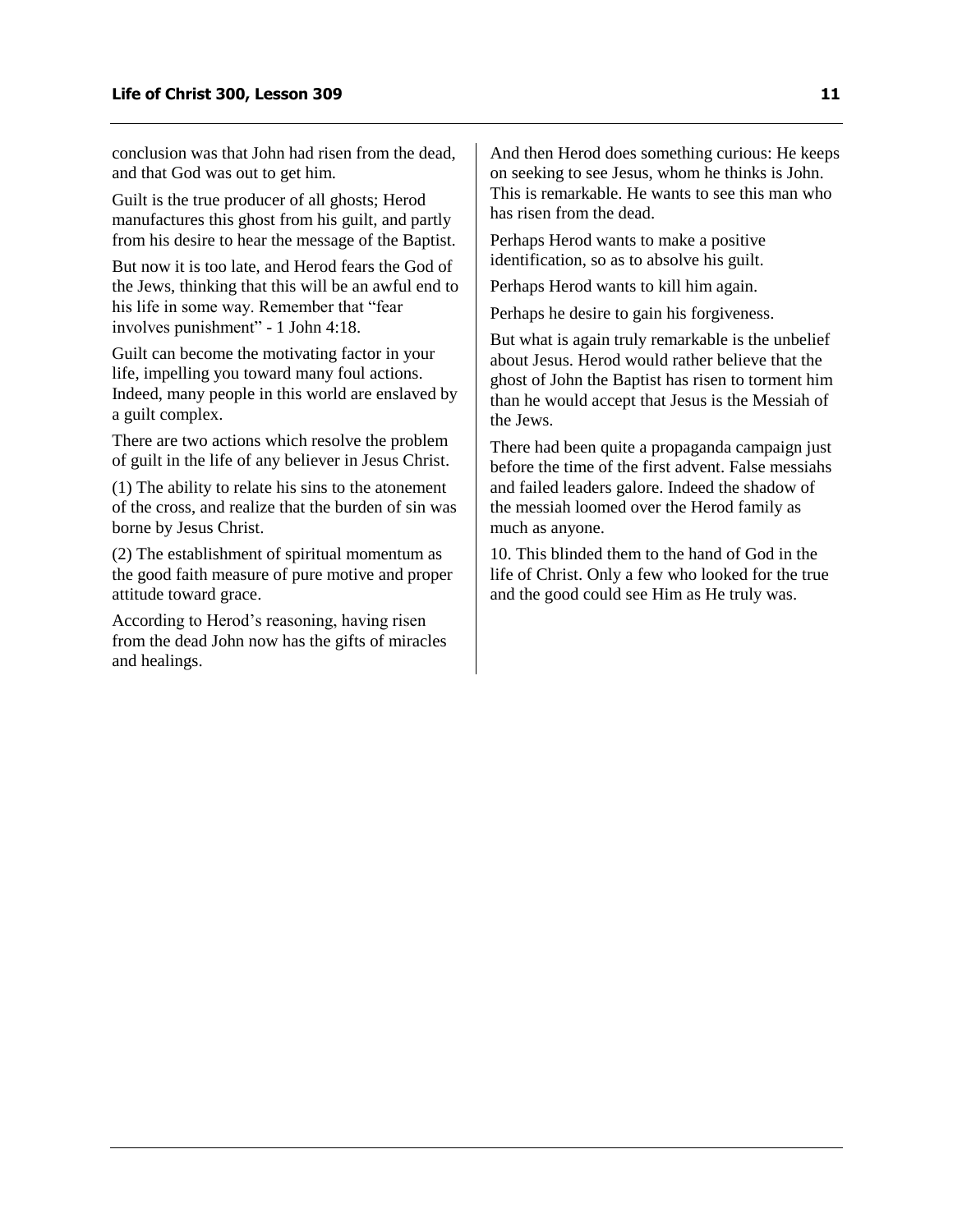conclusion was that John had risen from the dead, and that God was out to get him.

Guilt is the true producer of all ghosts; Herod manufactures this ghost from his guilt, and partly from his desire to hear the message of the Baptist.

But now it is too late, and Herod fears the God of the Jews, thinking that this will be an awful end to his life in some way. Remember that "fear involves punishment" - 1 John 4:18.

Guilt can become the motivating factor in your life, impelling you toward many foul actions. Indeed, many people in this world are enslaved by a guilt complex.

There are two actions which resolve the problem of guilt in the life of any believer in Jesus Christ.

(1) The ability to relate his sins to the atonement of the cross, and realize that the burden of sin was borne by Jesus Christ.

(2) The establishment of spiritual momentum as the good faith measure of pure motive and proper attitude toward grace.

According to Herod's reasoning, having risen from the dead John now has the gifts of miracles and healings.

And then Herod does something curious: He keeps on seeking to see Jesus, whom he thinks is John. This is remarkable. He wants to see this man who has risen from the dead.

Perhaps Herod wants to make a positive identification, so as to absolve his guilt.

Perhaps Herod wants to kill him again.

Perhaps he desire to gain his forgiveness.

But what is again truly remarkable is the unbelief about Jesus. Herod would rather believe that the ghost of John the Baptist has risen to torment him than he would accept that Jesus is the Messiah of the Jews.

There had been quite a propaganda campaign just before the time of the first advent. False messiahs and failed leaders galore. Indeed the shadow of the messiah loomed over the Herod family as much as anyone.

10. This blinded them to the hand of God in the life of Christ. Only a few who looked for the true and the good could see Him as He truly was.